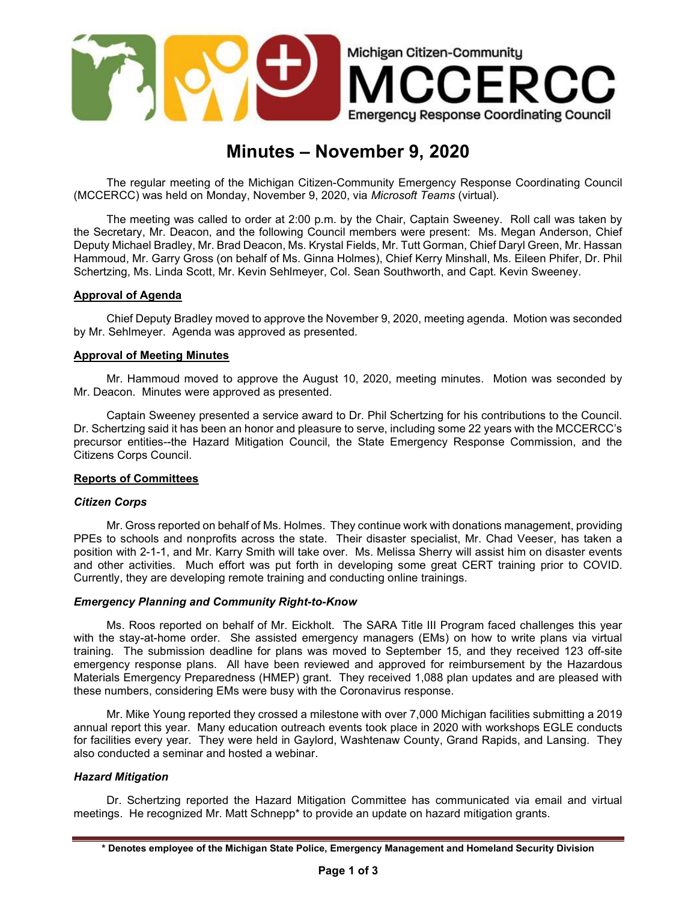Michigan Citizen-Community

MCCERCC

Emergency Response Coordinating Council

# Minutes – November 9, 2020

The regular meeting of the Michigan Citizen-Community Emergency Response Coordinating Council (MCCERCC) was held on Monday, November 9, 2020, via *Microsoft Teams* (virtual).

The meeting was called to order at 2:00 p.m. by the Chair, Captain Sweeney. Roll call was taken by the Secretary, Mr. Deacon, and the following Council members were present: Ms. Megan Anderson, Chief Deputy Michael Bradley, Mr. Brad Deacon, Ms. Krystal Fields, Mr. Tutt Gorman, Chief Daryl Green, Mr. Hassan Hammoud, Mr. Garry Gross (on behalf of Ms. Ginna Holmes), Chief Kerry Minshall, Ms. Eileen Phifer, Dr. Phil Schertzing, Ms. Linda Scott, Mr. Kevin Sehlmeyer, Col. Sean Southworth, and Capt. Kevin Sweeney.

## Approval of Agenda

Chief Deputy Bradley moved to approve the November 9, 2020, meeting agenda. Motion was seconded by Mr. Sehlmeyer. Agenda was approved as presented.

## Approval of Meeting Minutes

Mr. Hammoud moved to approve the August 10, 2020, meeting minutes. Motion was seconded by Mr. Deacon. Minutes were approved as presented.

Captain Sweeney presented a service award to Dr. Phil Schertzing for his contributions to the Council. Dr. Schertzing said it has been an honor and pleasure to serve, including some 22 years with the MCCERCC's precursor entities--the Hazard Mitigation Council, the State Emergency Response Commission, and the Citizens Corps Council.

## Reports of Committees

### *Citizen Corps*

Mr. Gross reported on behalf of Ms. Holmes. They continue work with donations management, providing PPEs to schools and nonprofits across the state. Their disaster specialist, Mr. Chad Veeser, has taken a position with 2-1-1, and Mr. Karry Smith will take over. Ms. Melissa Sherry will assist him on disaster events and other activities. Much effort was put forth in developing some great CERT training prior to COVID. Currently, they are developing remote training and conducting online trainings.

### *Emergency Planning and Community Right-to-Know*

Ms. Roos reported on behalf of Mr. Eickholt. The SARA Title III Program faced challenges this year with the stay-at-home order. She assisted emergency managers (EMs) on how to write plans via virtual training. The submission deadline for plans was moved to September 15, and they received 123 off-site emergency response plans. All have been reviewed and approved for reimbursement by the Hazardous Materials Emergency Preparedness (HMEP) grant. They received 1,088 plan updates and are pleased with these numbers, considering EMs were busy with the Coronavirus response.

Mr. Mike Young reported they crossed a milestone with over 7,000 Michigan facilities submitting a 2019 annual report this year. Many education outreach events took place in 2020 with workshops EGLE conducts for facilities every year. They were held in Gaylord, Washtenaw County, Grand Rapids, and Lansing. They also conducted a seminar and hosted a webinar.

### *Hazard Mitigation*

Dr. Schertzing reported the Hazard Mitigation Committee has communicated via email and virtual meetings. He recognized Mr. Matt Schnepp* to provide an update on hazard mitigation grants.

**\* Denotes employee of the Michigan State Police, Emergency Management and Homeland Security Division**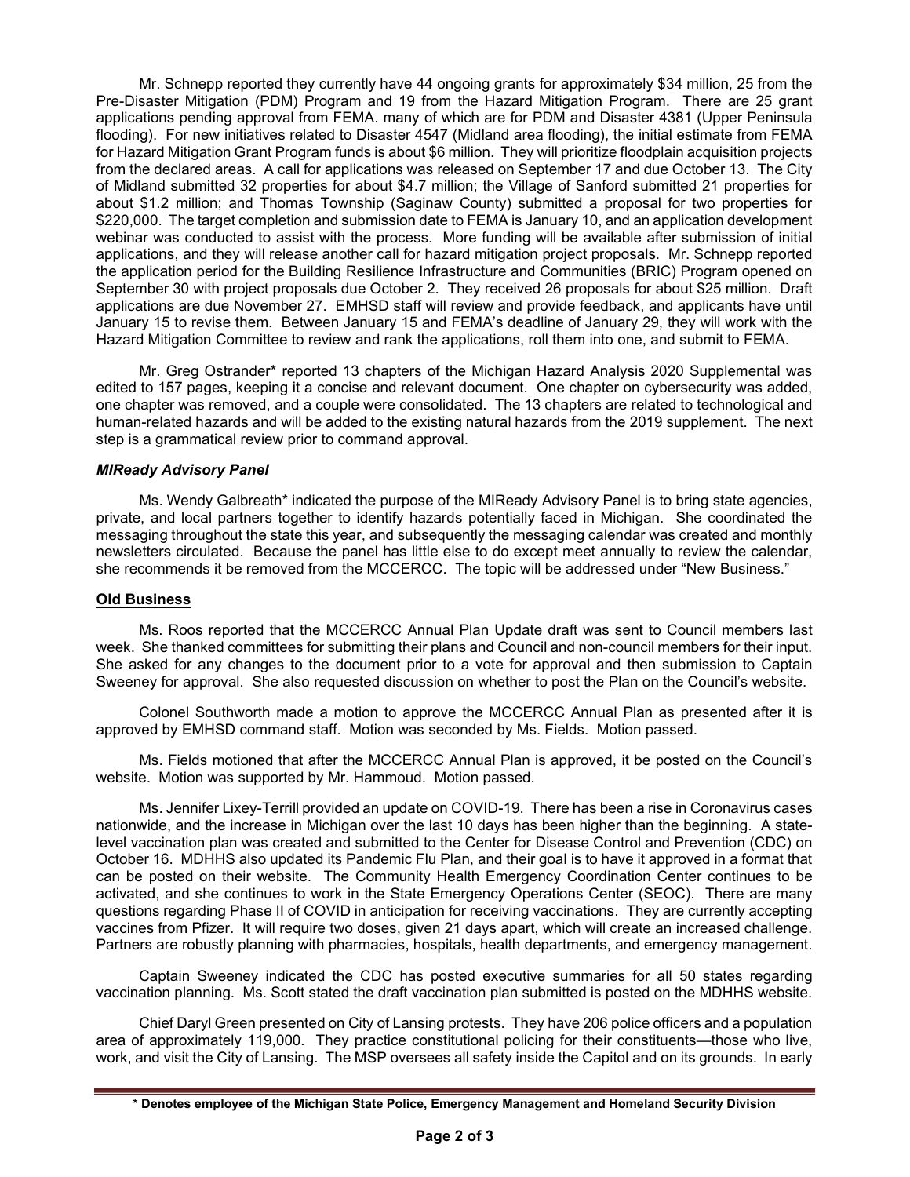Mr. Schnepp reported they currently have 44 ongoing grants for approximately $34 million, 25 from the Pre-Disaster Mitigation (PDM) Program and 19 from the Hazard Mitigation Program. There are 25 grant applications pending approval from FEMA. many of which are for PDM and Disaster 4381 (Upper Peninsula flooding). For new initiatives related to Disaster 4547 (Midland area flooding), the initial estimate from FEMA for Hazard Mitigation Grant Program funds is about $6 million. They will prioritize floodplain acquisition projects from the declared areas. A call for applications was released on September 17 and due October 13. The City of Midland submitted 32 properties for about $4.7 million; the Village of Sanford submitted 21 properties for about $1.2 million; and Thomas Township (Saginaw County) submitted a proposal for two properties for $220,000. The target completion and submission date to FEMA is January 10, and an application development webinar was conducted to assist with the process. More funding will be available after submission of initial applications, and they will release another call for hazard mitigation project proposals. Mr. Schnepp reported the application period for the Building Resilience Infrastructure and Communities (BRIC) Program opened on September 30 with project proposals due October 2. They received 26 proposals for about $25 million. Draft applications are due November 27. EMHSD staff will review and provide feedback, and applicants have until January 15 to revise them. Between January 15 and FEMA's deadline of January 29, they will work with the Hazard Mitigation Committee to review and rank the applications, roll them into one, and submit to FEMA.

Mr. Greg Ostrander* reported 13 chapters of the Michigan Hazard Analysis 2020 Supplemental was edited to 157 pages, keeping it a concise and relevant document. One chapter on cybersecurity was added, one chapter was removed, and a couple were consolidated. The 13 chapters are related to technological and human-related hazards and will be added to the existing natural hazards from the 2019 supplement. The next step is a grammatical review prior to command approval.

***MIReady Advisory Panel***

Ms. Wendy Galbreath* indicated the purpose of the MIReady Advisory Panel is to bring state agencies, private, and local partners together to identify hazards potentially faced in Michigan. She coordinated the messaging throughout the state this year, and subsequently the messaging calendar was created and monthly newsletters circulated. Because the panel has little else to do except meet annually to review the calendar, she recommends it be removed from the MCCERCC. The topic will be addressed under "New Business."

**Old Business**

Ms. Roos reported that the MCCERCC Annual Plan Update draft was sent to Council members last week. She thanked committees for submitting their plans and Council and non-council members for their input. She asked for any changes to the document prior to a vote for approval and then submission to Captain Sweeney for approval. She also requested discussion on whether to post the Plan on the Council's website.

Colonel Southworth made a motion to approve the MCCERCC Annual Plan as presented after it is approved by EMHSD command staff. Motion was seconded by Ms. Fields. Motion passed.

Ms. Fields motioned that after the MCCERCC Annual Plan is approved, it be posted on the Council's website. Motion was supported by Mr. Hammoud. Motion passed.

Ms. Jennifer Lixey-Terrill provided an update on COVID-19. There has been a rise in Coronavirus cases nationwide, and the increase in Michigan over the last 10 days has been higher than the beginning. A state-level vaccination plan was created and submitted to the Center for Disease Control and Prevention (CDC) on October 16. MDHHS also updated its Pandemic Flu Plan, and their goal is to have it approved in a format that can be posted on their website. The Community Health Emergency Coordination Center continues to be activated, and she continues to work in the State Emergency Operations Center (SEOC). There are many questions regarding Phase II of COVID in anticipation for receiving vaccinations. They are currently accepting vaccines from Pfizer. It will require two doses, given 21 days apart, which will create an increased challenge. Partners are robustly planning with pharmacies, hospitals, health departments, and emergency management.

Captain Sweeney indicated the CDC has posted executive summaries for all 50 states regarding vaccination planning. Ms. Scott stated the draft vaccination plan submitted is posted on the MDHHS website.

Chief Daryl Green presented on City of Lansing protests. They have 206 police officers and a population area of approximately 119,000. They practice constitutional policing for their constituents—those who live, work, and visit the City of Lansing. The MSP oversees all safety inside the Capitol and on its grounds. In early

**\* Denotes employee of the Michigan State Police, Emergency Management and Homeland Security Division**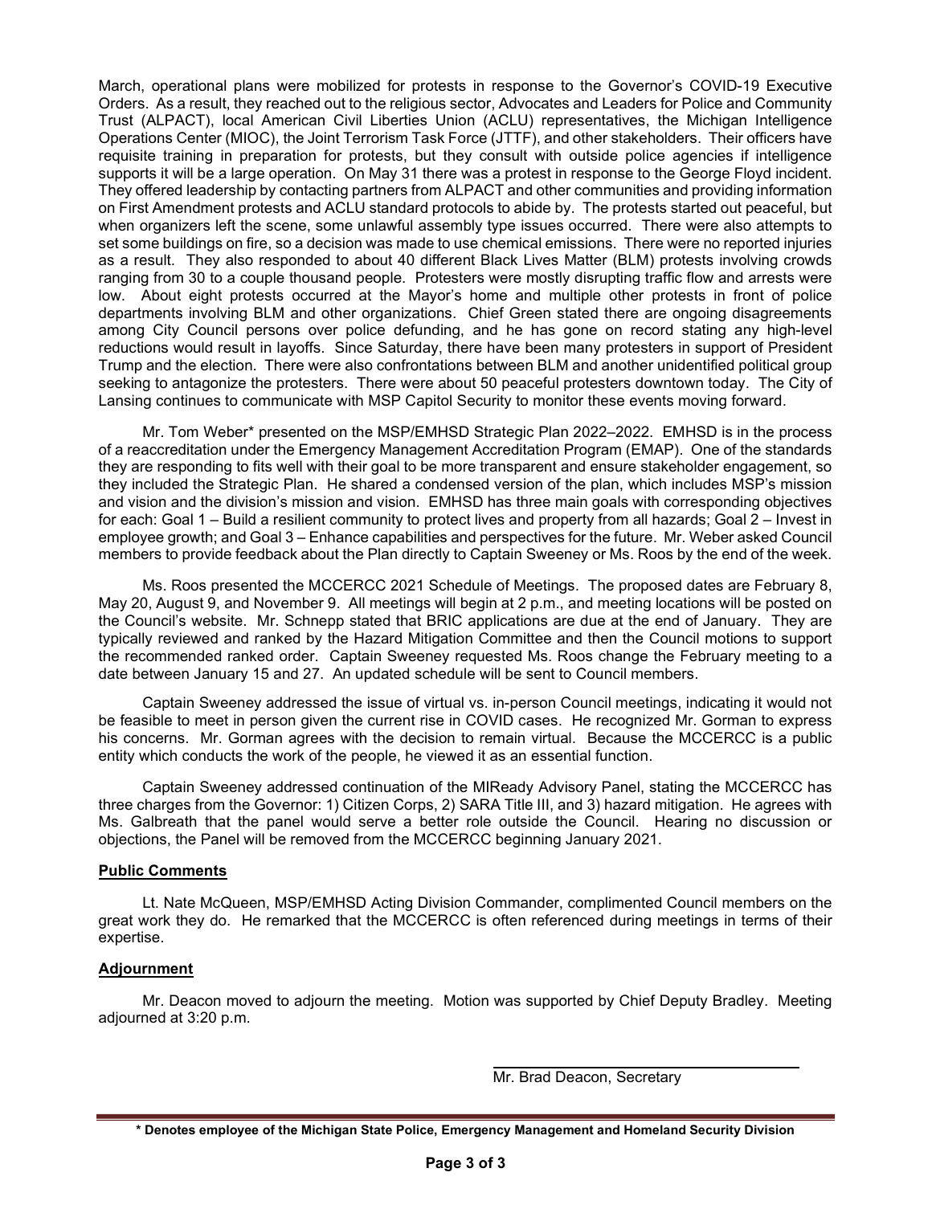March, operational plans were mobilized for protests in response to the Governor's COVID-19 Executive Orders. As a result, they reached out to the religious sector, Advocates and Leaders for Police and Community Trust (ALPACT), local American Civil Liberties Union (ACLU) representatives, the Michigan Intelligence Operations Center (MIOC), the Joint Terrorism Task Force (JTTF), and other stakeholders. Their officers have requisite training in preparation for protests, but they consult with outside police agencies if intelligence supports it will be a large operation. On May 31 there was a protest in response to the George Floyd incident. They offered leadership by contacting partners from ALPACT and other communities and providing information on First Amendment protests and ACLU standard protocols to abide by. The protests started out peaceful, but when organizers left the scene, some unlawful assembly type issues occurred. There were also attempts to set some buildings on fire, so a decision was made to use chemical emissions. There were no reported injuries as a result. They also responded to about 40 different Black Lives Matter (BLM) protests involving crowds ranging from 30 to a couple thousand people. Protesters were mostly disrupting traffic flow and arrests were low. About eight protests occurred at the Mayor's home and multiple other protests in front of police departments involving BLM and other organizations. Chief Green stated there are ongoing disagreements among City Council persons over police defunding, and he has gone on record stating any high-level reductions would result in layoffs. Since Saturday, there have been many protesters in support of President Trump and the election. There were also confrontations between BLM and another unidentified political group seeking to antagonize the protesters. There were about 50 peaceful protesters downtown today. The City of Lansing continues to communicate with MSP Capitol Security to monitor these events moving forward.

Mr. Tom Weber* presented on the MSP/EMHSD Strategic Plan 2022–2022. EMHSD is in the process of a reaccreditation under the Emergency Management Accreditation Program (EMAP). One of the standards they are responding to fits well with their goal to be more transparent and ensure stakeholder engagement, so they included the Strategic Plan. He shared a condensed version of the plan, which includes MSP's mission and vision and the division's mission and vision. EMHSD has three main goals with corresponding objectives for each: Goal 1 – Build a resilient community to protect lives and property from all hazards; Goal 2 – Invest in employee growth; and Goal 3 – Enhance capabilities and perspectives for the future. Mr. Weber asked Council members to provide feedback about the Plan directly to Captain Sweeney or Ms. Roos by the end of the week.

Ms. Roos presented the MCCERCC 2021 Schedule of Meetings. The proposed dates are February 8, May 20, August 9, and November 9. All meetings will begin at 2 p.m., and meeting locations will be posted on the Council's website. Mr. Schnepp stated that BRIC applications are due at the end of January. They are typically reviewed and ranked by the Hazard Mitigation Committee and then the Council motions to support the recommended ranked order. Captain Sweeney requested Ms. Roos change the February meeting to a date between January 15 and 27. An updated schedule will be sent to Council members.

Captain Sweeney addressed the issue of virtual vs. in-person Council meetings, indicating it would not be feasible to meet in person given the current rise in COVID cases. He recognized Mr. Gorman to express his concerns. Mr. Gorman agrees with the decision to remain virtual. Because the MCCERCC is a public entity which conducts the work of the people, he viewed it as an essential function.

Captain Sweeney addressed continuation of the MIReady Advisory Panel, stating the MCCERCC has three charges from the Governor: 1) Citizen Corps, 2) SARA Title III, and 3) hazard mitigation. He agrees with Ms. Galbreath that the panel would serve a better role outside the Council. Hearing no discussion or objections, the Panel will be removed from the MCCERCC beginning January 2021.

## Public Comments

Lt. Nate McQueen, MSP/EMHSD Acting Division Commander, complimented Council members on the great work they do. He remarked that the MCCERCC is often referenced during meetings in terms of their expertise.

## Adjournment

Mr. Deacon moved to adjourn the meeting. Motion was supported by Chief Deputy Bradley. Meeting adjourned at 3:20 p.m.

Mr. Brad Deacon, Secretary

**\* Denotes employee of the Michigan State Police, Emergency Management and Homeland Security Division**